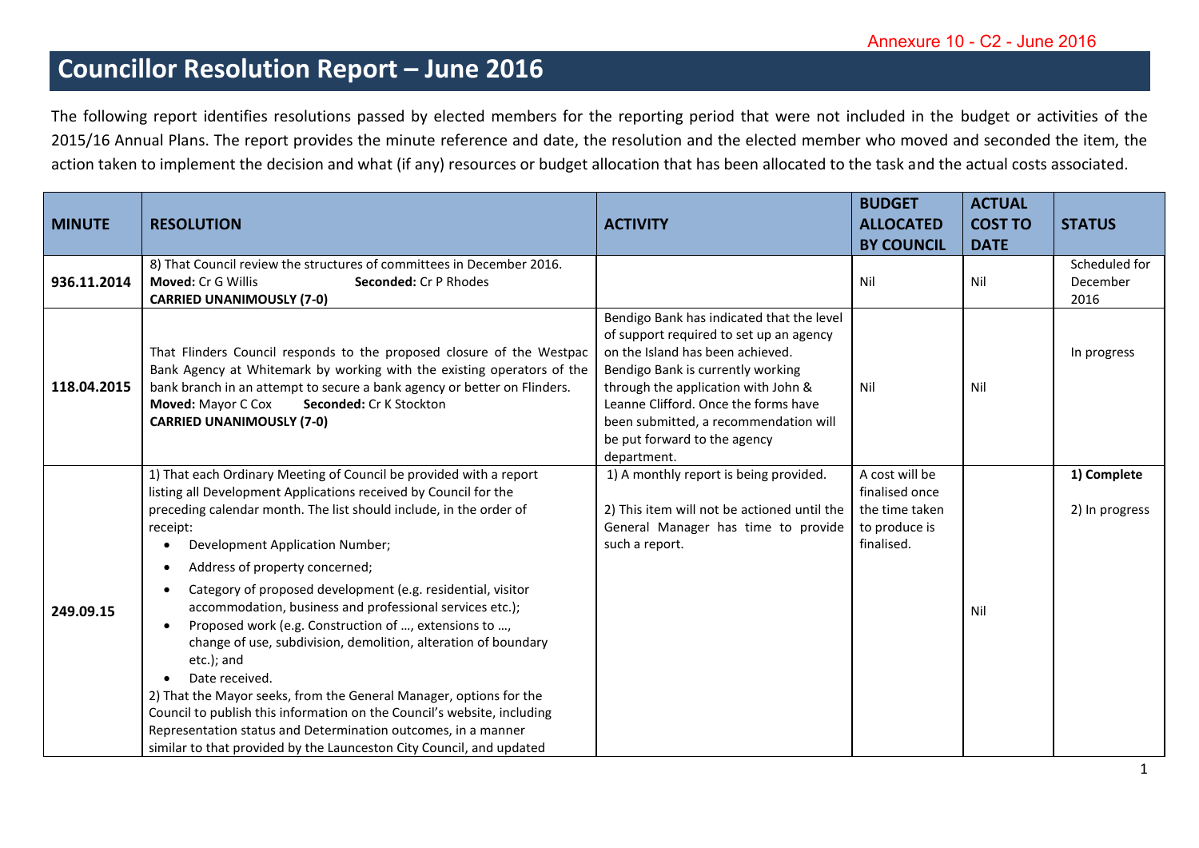Annexure 10 - C2 - June 2016

# Councillor Resolution Report – June 2016

The following report identifies resolutions passed by elected members for the reporting period that were not included in the budget or activities of the 2015/16 Annual Plans. The report provides the minute reference and date, the resolution and the elected member who moved and seconded the item, the action taken to implement the decision and what (if any) resources or budget allocation that has been allocated to the task and the actual costs associated.

| MINUTE | RESOLUTION | ACTIVITY | BUDGET ALLOCATED BY COUNCIL | ACTUAL COST TO DATE | STATUS |
|---|---|---|---|---|---|
| 936.11.2014 | 8) That Council review the structures of committees in December 2016.<br>**Moved:** Cr G Willis **Seconded:** Cr P Rhodes<br>**CARRIED UNANIMOUSLY (7-0)** | | Nil | Nil | Scheduled for December 2016 |
| 118.04.2015 | That Flinders Council responds to the proposed closure of the Westpac Bank Agency at Whitemark by working with the existing operators of the bank branch in an attempt to secure a bank agency or better on Flinders.<br>**Moved:** Mayor C Cox **Seconded:** Cr K Stockton<br>**CARRIED UNANIMOUSLY (7-0)** | Bendigo Bank has indicated that the level of support required to set up an agency on the Island has been achieved. Bendigo Bank is currently working through the application with John & Leanne Clifford. Once the forms have been submitted, a recommendation will be put forward to the agency department. | Nil | Nil | In progress |
| 249.09.15 | 1) That each Ordinary Meeting of Council be provided with a report listing all Development Applications received by Council for the preceding calendar month. The list should include, in the order of receipt:<br>• Development Application Number;<br>• Address of property concerned;<br>• Category of proposed development (e.g. residential, visitor accommodation, business and professional services etc.);<br>• Proposed work (e.g. Construction of …, extensions to …, change of use, subdivision, demolition, alteration of boundary etc.); and<br>• Date received.<br>2) That the Mayor seeks, from the General Manager, options for the Council to publish this information on the Council's website, including Representation status and Determination outcomes, in a manner similar to that provided by the Launceston City Council, and updated | 1) A monthly report is being provided.<br><br>2) This item will not be actioned until the General Manager has time to provide such a report. | A cost will be finalised once the time taken to produce is finalised. | Nil | **1) Complete**<br><br>2) In progress |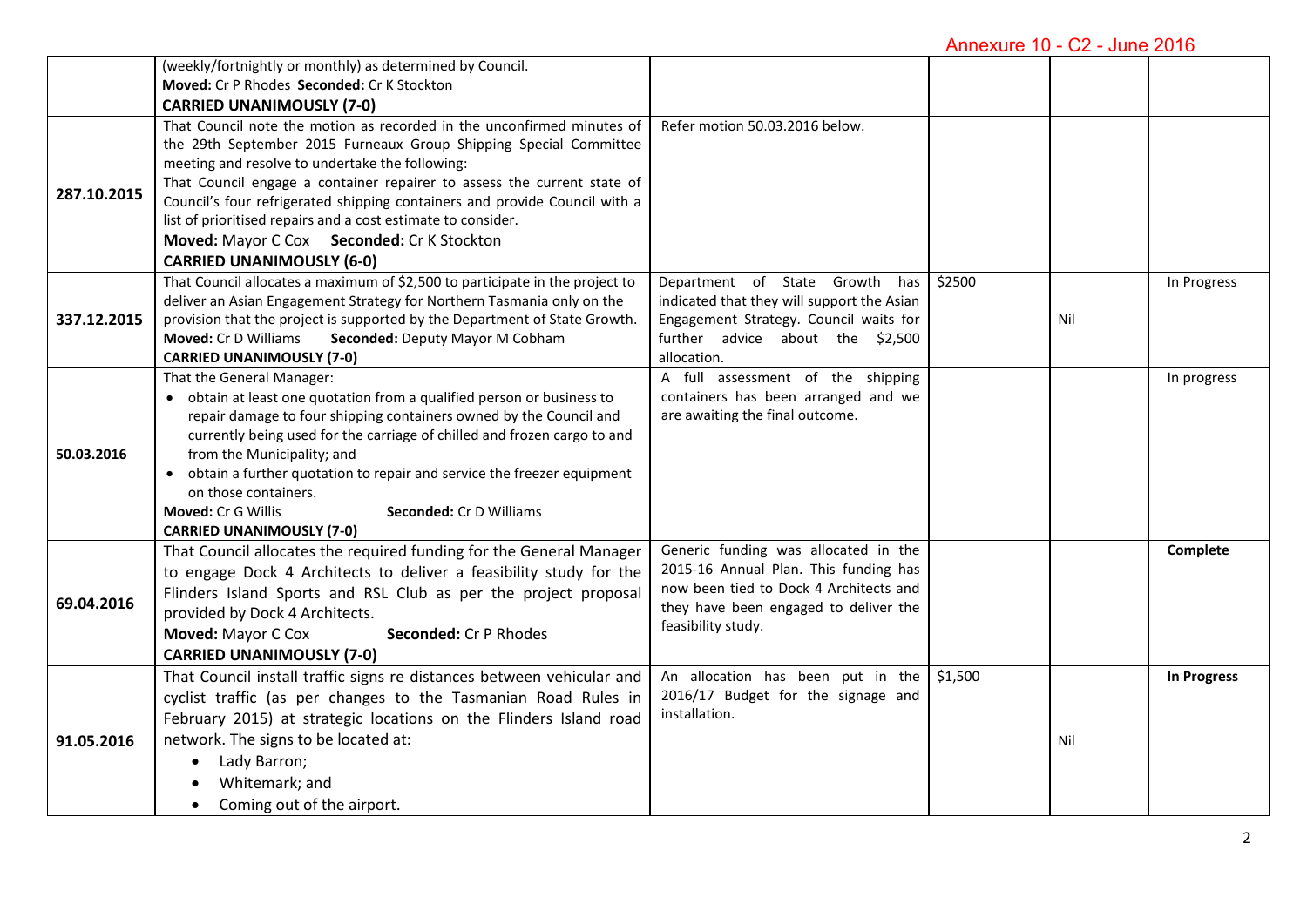| | | | | | |
|---|---|---|---|---|---|
| | (weekly/fortnightly or monthly) as determined by Council.<br>**Moved:** Cr P Rhodes **Seconded:** Cr K Stockton<br>**CARRIED UNANIMOUSLY (7-0)** | | | | |
| **287.10.2015** | That Council note the motion as recorded in the unconfirmed minutes of the 29th September 2015 Furneaux Group Shipping Special Committee meeting and resolve to undertake the following:<br>That Council engage a container repairer to assess the current state of Council's four refrigerated shipping containers and provide Council with a list of prioritised repairs and a cost estimate to consider.<br>**Moved:** Mayor C Cox **Seconded:** Cr K Stockton<br>**CARRIED UNANIMOUSLY (6-0)** | Refer motion 50.03.2016 below. | | | |
| **337.12.2015** | That Council allocates a maximum of $2,500 to participate in the project to deliver an Asian Engagement Strategy for Northern Tasmania only on the provision that the project is supported by the Department of State Growth.<br>**Moved:** Cr D Williams **Seconded:** Deputy Mayor M Cobham<br>**CARRIED UNANIMOUSLY (7-0)** | Department of State Growth has indicated that they will support the Asian Engagement Strategy. Council waits for further advice about the $2,500 allocation. | $2500 | Nil | In Progress |
| **50.03.2016** | That the General Manager:<br>• obtain at least one quotation from a qualified person or business to repair damage to four shipping containers owned by the Council and currently being used for the carriage of chilled and frozen cargo to and from the Municipality; and<br>• obtain a further quotation to repair and service the freezer equipment on those containers.<br>**Moved:** Cr G Willis **Seconded:** Cr D Williams<br>**CARRIED UNANIMOUSLY (7-0)** | A full assessment of the shipping containers has been arranged and we are awaiting the final outcome. | | | In progress |
| **69.04.2016** | That Council allocates the required funding for the General Manager to engage Dock 4 Architects to deliver a feasibility study for the Flinders Island Sports and RSL Club as per the project proposal provided by Dock 4 Architects.<br>**Moved:** Mayor C Cox **Seconded:** Cr P Rhodes<br>**CARRIED UNANIMOUSLY (7-0)** | Generic funding was allocated in the 2015-16 Annual Plan. This funding has now been tied to Dock 4 Architects and they have been engaged to deliver the feasibility study. | | | **Complete** |
| **91.05.2016** | That Council install traffic signs re distances between vehicular and cyclist traffic (as per changes to the Tasmanian Road Rules in February 2015) at strategic locations on the Flinders Island road network. The signs to be located at:<br>• Lady Barron;<br>• Whitemark; and<br>• Coming out of the airport. | An allocation has been put in the 2016/17 Budget for the signage and installation. | $1,500 | Nil | **In Progress** |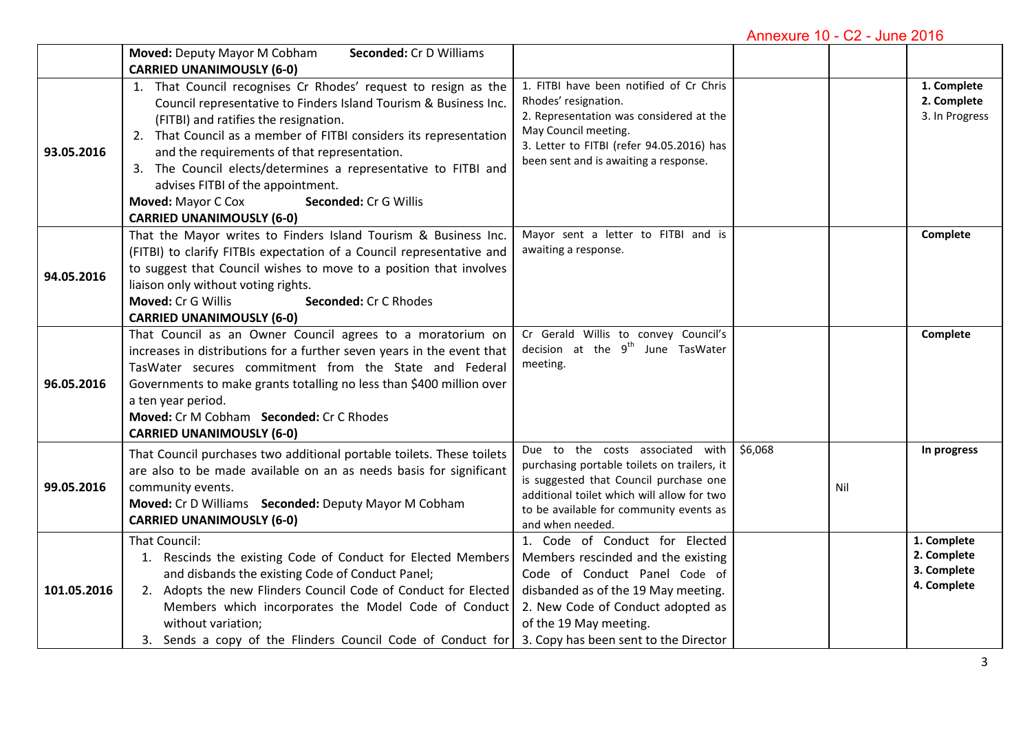Annexure 10 - C2 - June 2016

| | | | | | |
|---|---|---|---|---|---|
| | **Moved:** Deputy Mayor M Cobham **Seconded:** Cr D Williams<br>**CARRIED UNANIMOUSLY (6-0)** | | | | |
| 93.05.2016 | 1. That Council recognises Cr Rhodes' request to resign as the Council representative to Finders Island Tourism & Business Inc. (FITBI) and ratifies the resignation.<br>2. That Council as a member of FITBI considers its representation and the requirements of that representation.<br>3. The Council elects/determines a representative to FITBI and advises FITBI of the appointment.<br>**Moved:** Mayor C Cox **Seconded:** Cr G Willis<br>**CARRIED UNANIMOUSLY (6-0)** | 1. FITBI have been notified of Cr Chris Rhodes' resignation.<br>2. Representation was considered at the May Council meeting.<br>3. Letter to FITBI (refer 94.05.2016) has been sent and is awaiting a response. | | | **1. Complete**<br>**2. Complete**<br>3. In Progress |
| 94.05.2016 | That the Mayor writes to Finders Island Tourism & Business Inc. (FITBI) to clarify FITBIs expectation of a Council representative and to suggest that Council wishes to move to a position that involves liaison only without voting rights.<br>**Moved:** Cr G Willis **Seconded:** Cr C Rhodes<br>**CARRIED UNANIMOUSLY (6-0)** | Mayor sent a letter to FITBI and is awaiting a response. | | | **Complete** |
| 96.05.2016 | That Council as an Owner Council agrees to a moratorium on increases in distributions for a further seven years in the event that TasWater secures commitment from the State and Federal Governments to make grants totalling no less than $400 million over a ten year period.<br>**Moved:** Cr M Cobham **Seconded:** Cr C Rhodes<br>**CARRIED UNANIMOUSLY (6-0)** | Cr Gerald Willis to convey Council's decision at the 9th June TasWater meeting. | | | **Complete** |
| 99.05.2016 | That Council purchases two additional portable toilets. These toilets are also to be made available on an as needs basis for significant community events.<br>**Moved:** Cr D Williams **Seconded:** Deputy Mayor M Cobham<br>**CARRIED UNANIMOUSLY (6-0)** | Due to the costs associated with purchasing portable toilets on trailers, it is suggested that Council purchase one additional toilet which will allow for two to be available for community events as and when needed. | $6,068 | Nil | **In progress** |
| 101.05.2016 | That Council:<br>1. Rescinds the existing Code of Conduct for Elected Members and disbands the existing Code of Conduct Panel;<br>2. Adopts the new Flinders Council Code of Conduct for Elected Members which incorporates the Model Code of Conduct without variation;<br>3. Sends a copy of the Flinders Council Code of Conduct for | 1. Code of Conduct for Elected Members rescinded and the existing Code of Conduct Panel Code of disbanded as of the 19 May meeting.<br>2. New Code of Conduct adopted as of the 19 May meeting.<br>3. Copy has been sent to the Director | | | **1. Complete**<br>**2. Complete**<br>**3. Complete**<br>**4. Complete** |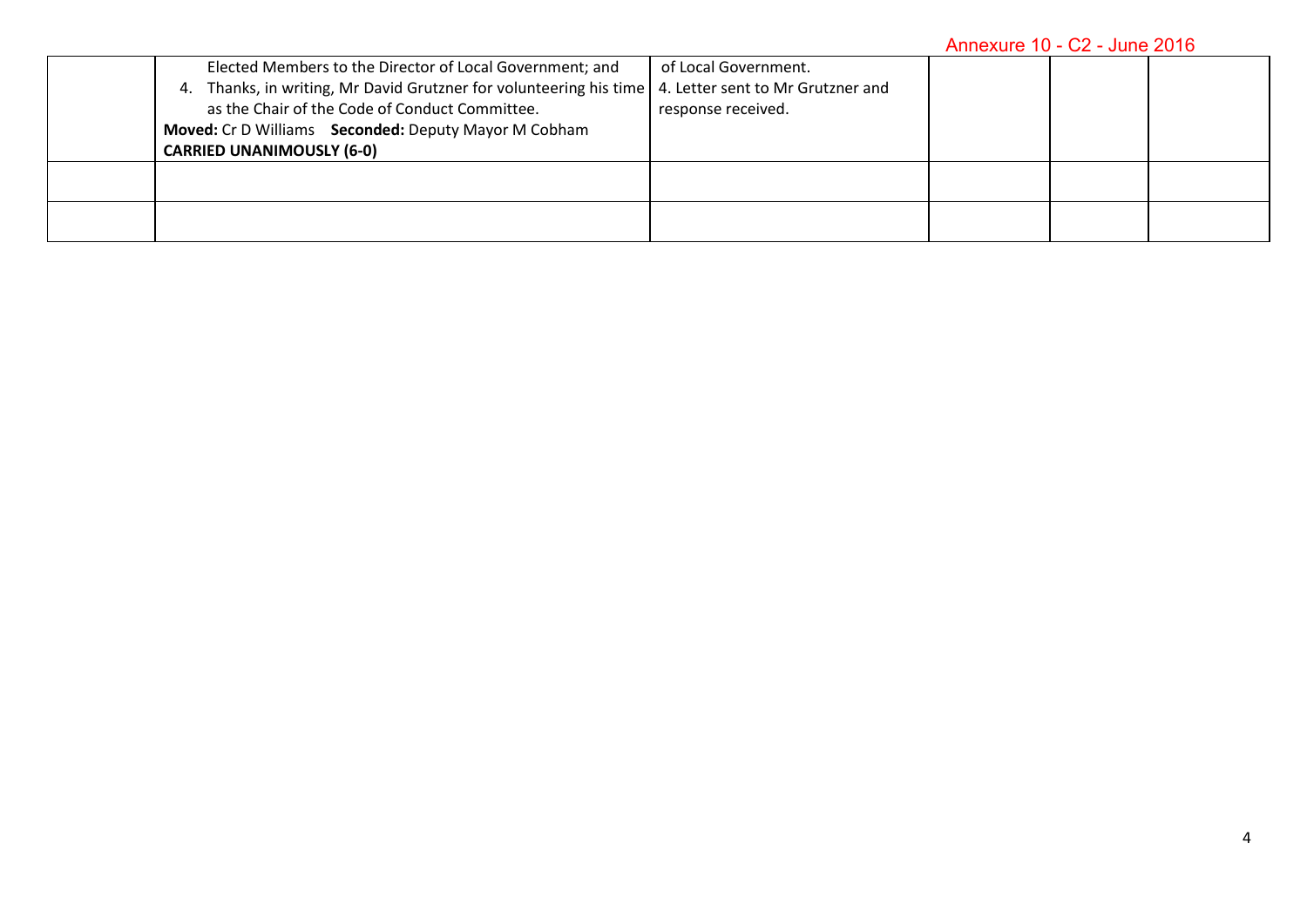Annexure 10 - C2 - June 2016

| | | | | | |
|---|---|---|---|---|---|
| | Elected Members to the Director of Local Government; and<br>4. Thanks, in writing, Mr David Grutzner for volunteering his time as the Chair of the Code of Conduct Committee.<br>**Moved:** Cr D Williams **Seconded:** Deputy Mayor M Cobham<br>**CARRIED UNANIMOUSLY (6-0)** | of Local Government.<br>4. Letter sent to Mr Grutzner and response received. | | | |
| | | | | | |
| | | | | | |